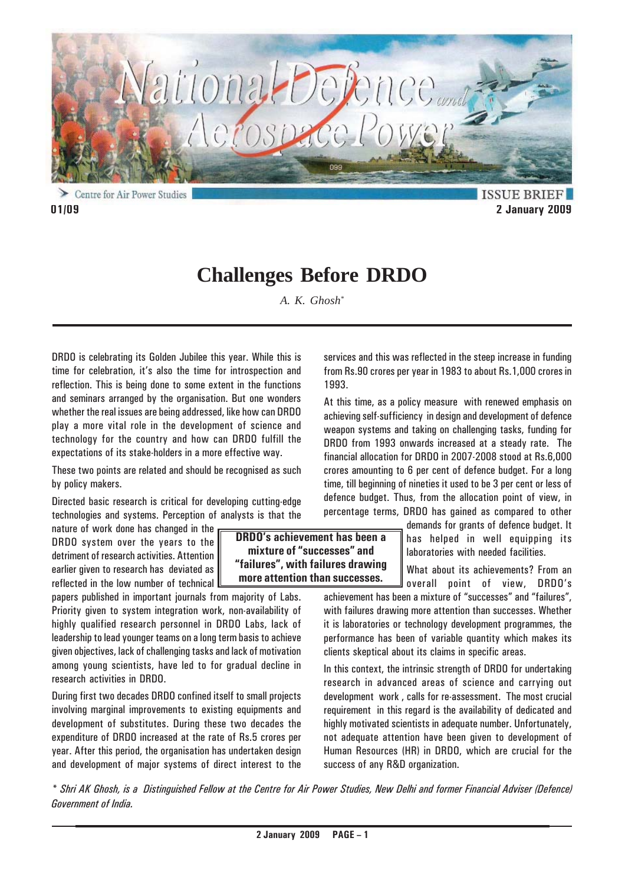Centre for Air Power Studies

ISSUE BRIEF

01/09

2 January 2009

# Challenges Before DRDO

*A. K. Ghosh**

DRDO is celebrating its Golden Jubilee this year. While this is time for celebration, it's also the time for introspection and reflection. This is being done to some extent in the functions and seminars arranged by the organisation. But one wonders whether the real issues are being addressed, like how can DRDO play a more vital role in the development of science and technology for the country and how can DRDO fulfill the expectations of its stake-holders in a more effective way.

These two points are related and should be recognised as such by policy makers.

Directed basic research is critical for developing cutting-edge technologies and systems. Perception of analysts is that the nature of work done has changed in the DRDO system over the years to the detriment of research activities. Attention earlier given to research has deviated as reflected in the low number of technical papers published in important journals from majority of Labs. Priority given to system integration work, non-availability of highly qualified research personnel in DRDO Labs, lack of leadership to lead younger teams on a long term basis to achieve given objectives, lack of challenging tasks and lack of motivation among young scientists, have led to for gradual decline in research activities in DRDO.

During first two decades DRDO confined itself to small projects involving marginal improvements to existing equipments and development of substitutes. During these two decades the expenditure of DRDO increased at the rate of Rs.5 crores per year. After this period, the organisation has undertaken design and development of major systems of direct interest to the services and this was reflected in the steep increase in funding from Rs.90 crores per year in 1983 to about Rs.1,000 crores in 1993.

At this time, as a policy measure with renewed emphasis on achieving self-sufficiency in design and development of defence weapon systems and taking on challenging tasks, funding for DRDO from 1993 onwards increased at a steady rate. The financial allocation for DRDO in 2007-2008 stood at Rs.6,000 crores amounting to 6 per cent of defence budget. For a long time, till beginning of nineties it used to be 3 per cent or less of defence budget. Thus, from the allocation point of view, in percentage terms, DRDO has gained as compared to other demands for grants of defence budget. It has helped in well equipping its laboratories with needed facilities.

**DRDO's achievement has been a mixture of "successes" and "failures", with failures drawing more attention than successes.**

What about its achievements? From an overall point of view, DRDO's achievement has been a mixture of "successes" and "failures", with failures drawing more attention than successes. Whether it is laboratories or technology development programmes, the performance has been of variable quantity which makes its clients skeptical about their claims in specific areas.

In this context, the intrinsic strength of DRDO for undertaking research in advanced areas of science and carrying out development work, calls for re-assessment. The most crucial requirement in this regard is the availability of dedicated and highly motivated scientists in adequate number. Unfortunately, not adequate attention have been given to development of Human Resources (HR) in DRDO, which are crucial for the success of any R&D organization.

*\* Shri AK Ghosh, is a Distinguished Fellow at the Centre for Air Power Studies, New Delhi and former Financial Adviser (Defence) Government of India.*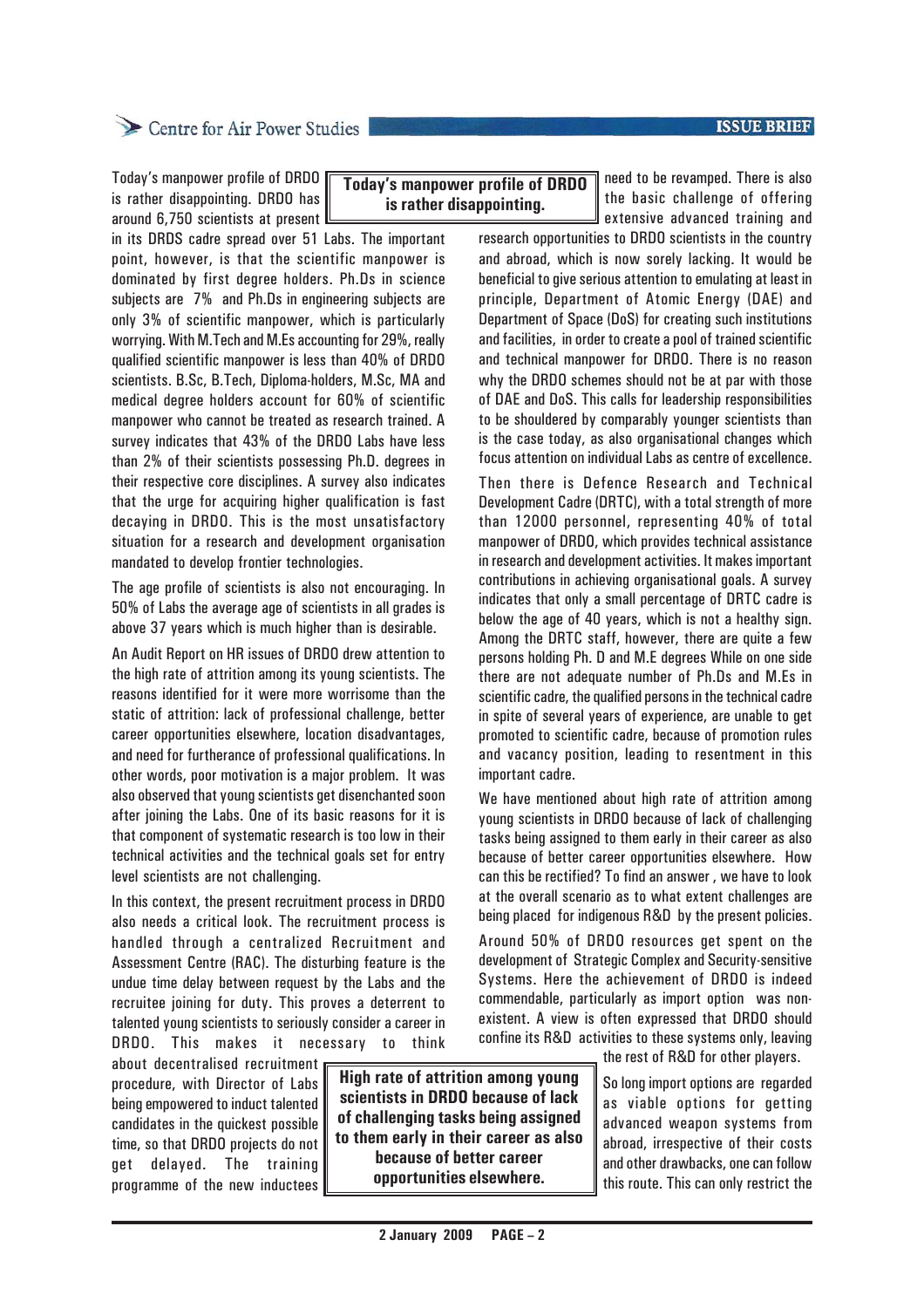Today's manpower profile of DRDO is rather disappointing. DRDO has around 6,750 scientists at present in its DRDS cadre spread over 51 Labs. The important point, however, is that the scientific manpower is dominated by first degree holders. Ph.Ds in science subjects are 7% and Ph.Ds in engineering subjects are only 3% of scientific manpower, which is particularly worrying. With M.Tech and M.Es accounting for 29%, really qualified scientific manpower is less than 40% of DRDO scientists. B.Sc, B.Tech, Diploma-holders, M.Sc, MA and medical degree holders account for 60% of scientific manpower who cannot be treated as research trained. A survey indicates that 43% of the DRDO Labs have less than 2% of their scientists possessing Ph.D. degrees in their respective core disciplines. A survey also indicates that the urge for acquiring higher qualification is fast decaying in DRDO. This is the most unsatisfactory situation for a research and development organisation mandated to develop frontier technologies.

> **Today's manpower profile of DRDO is rather disappointing.**

The age profile of scientists is also not encouraging. In 50% of Labs the average age of scientists in all grades is above 37 years which is much higher than is desirable.

An Audit Report on HR issues of DRDO drew attention to the high rate of attrition among its young scientists. The reasons identified for it were more worrisome than the static of attrition: lack of professional challenge, better career opportunities elsewhere, location disadvantages, and need for furtherance of professional qualifications. In other words, poor motivation is a major problem. It was also observed that young scientists get disenchanted soon after joining the Labs. One of its basic reasons for it is that component of systematic research is too low in their technical activities and the technical goals set for entry level scientists are not challenging.

In this context, the present recruitment process in DRDO also needs a critical look. The recruitment process is handled through a centralized Recruitment and Assessment Centre (RAC). The disturbing feature is the undue time delay between request by the Labs and the recruitee joining for duty. This proves a deterrent to talented young scientists to seriously consider a career in DRDO. This makes it necessary to think about decentralised recruitment procedure, with Director of Labs being empowered to induct talented candidates in the quickest possible time, so that DRDO projects do not get delayed. The training programme of the new inductees need to be revamped. There is also the basic challenge of offering extensive advanced training and research opportunities to DRDO scientists in the country and abroad, which is now sorely lacking. It would be beneficial to give serious attention to emulating at least in principle, Department of Atomic Energy (DAE) and Department of Space (DoS) for creating such institutions and facilities, in order to create a pool of trained scientific and technical manpower for DRDO. There is no reason why the DRDO schemes should not be at par with those of DAE and DoS. This calls for leadership responsibilities to be shouldered by comparably younger scientists than is the case today, as also organisational changes which focus attention on individual Labs as centre of excellence.

> **High rate of attrition among young scientists in DRDO because of lack of challenging tasks being assigned to them early in their career as also because of better career opportunities elsewhere.**

Then there is Defence Research and Technical Development Cadre (DRTC), with a total strength of more than 12000 personnel, representing 40% of total manpower of DRDO, which provides technical assistance in research and development activities. It makes important contributions in achieving organisational goals. A survey indicates that only a small percentage of DRTC cadre is below the age of 40 years, which is not a healthy sign. Among the DRTC staff, however, there are quite a few persons holding Ph. D and M.E degrees While on one side there are not adequate number of Ph.Ds and M.Es in scientific cadre, the qualified persons in the technical cadre in spite of several years of experience, are unable to get promoted to scientific cadre, because of promotion rules and vacancy position, leading to resentment in this important cadre.

We have mentioned about high rate of attrition among young scientists in DRDO because of lack of challenging tasks being assigned to them early in their career as also because of better career opportunities elsewhere. How can this be rectified? To find an answer , we have to look at the overall scenario as to what extent challenges are being placed for indigenous R&D by the present policies.

Around 50% of DRDO resources get spent on the development of Strategic Complex and Security-sensitive Systems. Here the achievement of DRDO is indeed commendable, particularly as import option was non-existent. A view is often expressed that DRDO should confine its R&D activities to these systems only, leaving the rest of R&D for other players.

So long import options are regarded as viable options for getting advanced weapon systems from abroad, irrespective of their costs and other drawbacks, one can follow this route. This can only restrict the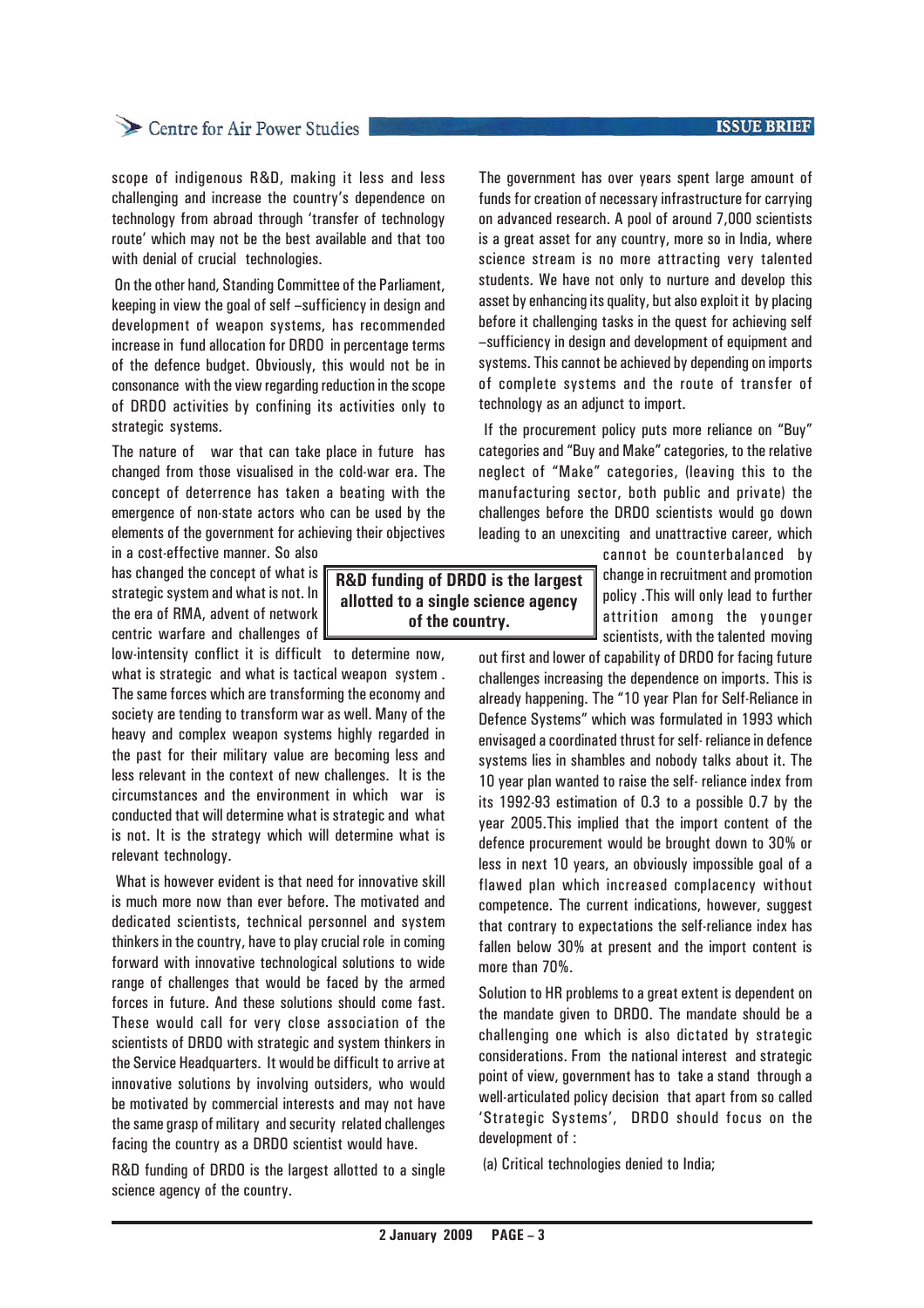scope of indigenous R&D, making it less and less challenging and increase the country's dependence on technology from abroad through 'transfer of technology route' which may not be the best available and that too with denial of crucial technologies.

On the other hand, Standing Committee of the Parliament, keeping in view the goal of self –sufficiency in design and development of weapon systems, has recommended increase in fund allocation for DRDO in percentage terms of the defence budget. Obviously, this would not be in consonance with the view regarding reduction in the scope of DRDO activities by confining its activities only to strategic systems.

The nature of war that can take place in future has changed from those visualised in the cold-war era. The concept of deterrence has taken a beating with the emergence of non-state actors who can be used by the elements of the government for achieving their objectives in a cost-effective manner. So also has changed the concept of what is strategic system and what is not. In the era of RMA, advent of network centric warfare and challenges of low-intensity conflict it is difficult to determine now, what is strategic and what is tactical weapon system. The same forces which are transforming the economy and society are tending to transform war as well. Many of the heavy and complex weapon systems highly regarded in the past for their military value are becoming less and less relevant in the context of new challenges. It is the circumstances and the environment in which war is conducted that will determine what is strategic and what is not. It is the strategy which will determine what is relevant technology.

**R&D funding of DRDO is the largest allotted to a single science agency of the country.**

What is however evident is that need for innovative skill is much more now than ever before. The motivated and dedicated scientists, technical personnel and system thinkers in the country, have to play crucial role in coming forward with innovative technological solutions to wide range of challenges that would be faced by the armed forces in future. And these solutions should come fast. These would call for very close association of the scientists of DRDO with strategic and system thinkers in the Service Headquarters. It would be difficult to arrive at innovative solutions by involving outsiders, who would be motivated by commercial interests and may not have the same grasp of military and security related challenges facing the country as a DRDO scientist would have.

R&D funding of DRDO is the largest allotted to a single science agency of the country.

The government has over years spent large amount of funds for creation of necessary infrastructure for carrying on advanced research. A pool of around 7,000 scientists is a great asset for any country, more so in India, where science stream is no more attracting very talented students. We have not only to nurture and develop this asset by enhancing its quality, but also exploit it by placing before it challenging tasks in the quest for achieving self –sufficiency in design and development of equipment and systems. This cannot be achieved by depending on imports of complete systems and the route of transfer of technology as an adjunct to import.

If the procurement policy puts more reliance on "Buy" categories and "Buy and Make" categories, to the relative neglect of "Make" categories, (leaving this to the manufacturing sector, both public and private) the challenges before the DRDO scientists would go down leading to an unexciting and unattractive career, which cannot be counterbalanced by change in recruitment and promotion policy .This will only lead to further attrition among the younger scientists, with the talented moving out first and lower of capability of DRDO for facing future challenges increasing the dependence on imports. This is already happening. The "10 year Plan for Self-Reliance in Defence Systems" which was formulated in 1993 which envisaged a coordinated thrust for self- reliance in defence systems lies in shambles and nobody talks about it. The 10 year plan wanted to raise the self- reliance index from its 1992-93 estimation of 0.3 to a possible 0.7 by the year 2005.This implied that the import content of the defence procurement would be brought down to 30% or less in next 10 years, an obviously impossible goal of a flawed plan which increased complacency without competence. The current indications, however, suggest that contrary to expectations the self-reliance index has fallen below 30% at present and the import content is more than 70%.

Solution to HR problems to a great extent is dependent on the mandate given to DRDO. The mandate should be a challenging one which is also dictated by strategic considerations. From the national interest and strategic point of view, government has to take a stand through a well-articulated policy decision that apart from so called 'Strategic Systems', DRDO should focus on the development of :

(a) Critical technologies denied to India;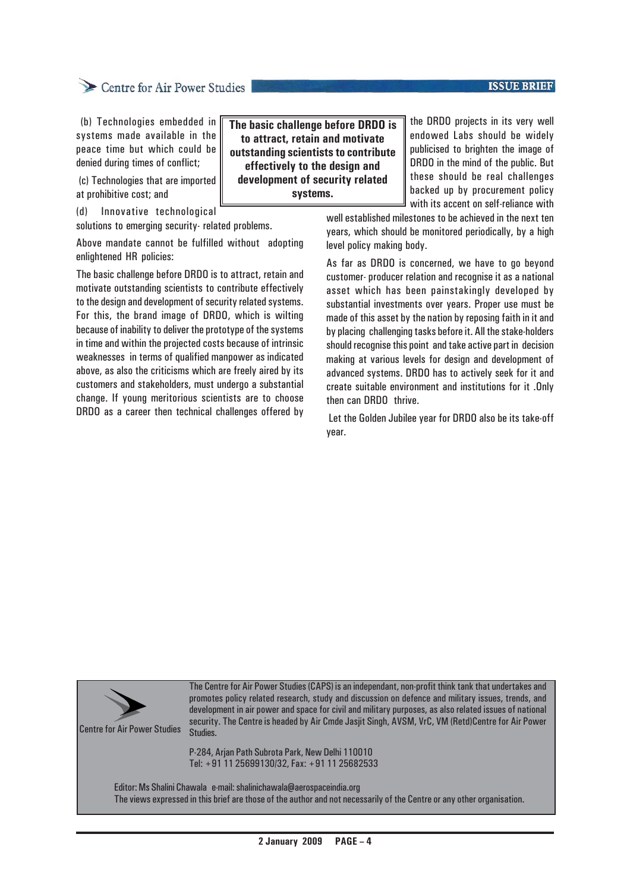(b) Technologies embedded in systems made available in the peace time but which could be denied during times of conflict;

(c) Technologies that are imported at prohibitive cost; and

(d) Innovative technological solutions to emerging security- related problems.

Above mandate cannot be fulfilled without adopting enlightened HR policies:

The basic challenge before DRDO is to attract, retain and motivate outstanding scientists to contribute effectively to the design and development of security related systems. For this, the brand image of DRDO, which is wilting because of inability to deliver the prototype of the systems in time and within the projected costs because of intrinsic weaknesses in terms of qualified manpower as indicated above, as also the criticisms which are freely aired by its customers and stakeholders, must undergo a substantial change. If young meritorious scientists are to choose DRDO as a career then technical challenges offered by the DRDO projects in its very well endowed Labs should be widely publicised to brighten the image of DRDO in the mind of the public. But these should be real challenges backed up by procurement policy with its accent on self-reliance with well established milestones to be achieved in the next ten years, which should be monitored periodically, by a high level policy making body.

> **The basic challenge before DRDO is to attract, retain and motivate outstanding scientists to contribute effectively to the design and development of security related systems.**

As far as DRDO is concerned, we have to go beyond customer- producer relation and recognise it as a national asset which has been painstakingly developed by substantial investments over years. Proper use must be made of this asset by the nation by reposing faith in it and by placing challenging tasks before it. All the stake-holders should recognise this point and take active part in decision making at various levels for design and development of advanced systems. DRDO has to actively seek for it and create suitable environment and institutions for it .Only then can DRDO thrive.

Let the Golden Jubilee year for DRDO also be its take-off year.

---

Centre for Air Power Studies

The Centre for Air Power Studies (CAPS) is an independant, non-profit think tank that undertakes and promotes policy related research, study and discussion on defence and military issues, trends, and development in air power and space for civil and military purposes, as also related issues of national security. The Centre is headed by Air Cmde Jasjit Singh, AVSM, VrC, VM (Retd)Centre for Air Power Studies.

P-284, Arjan Path Subrota Park, New Delhi 110010
Tel: +91 11 25699130/32, Fax: +91 11 25682533

Editor: Ms Shalini Chawala e-mail: shalinichawala@aerospaceindia.org
The views expressed in this brief are those of the author and not necessarily of the Centre or any other organisation.